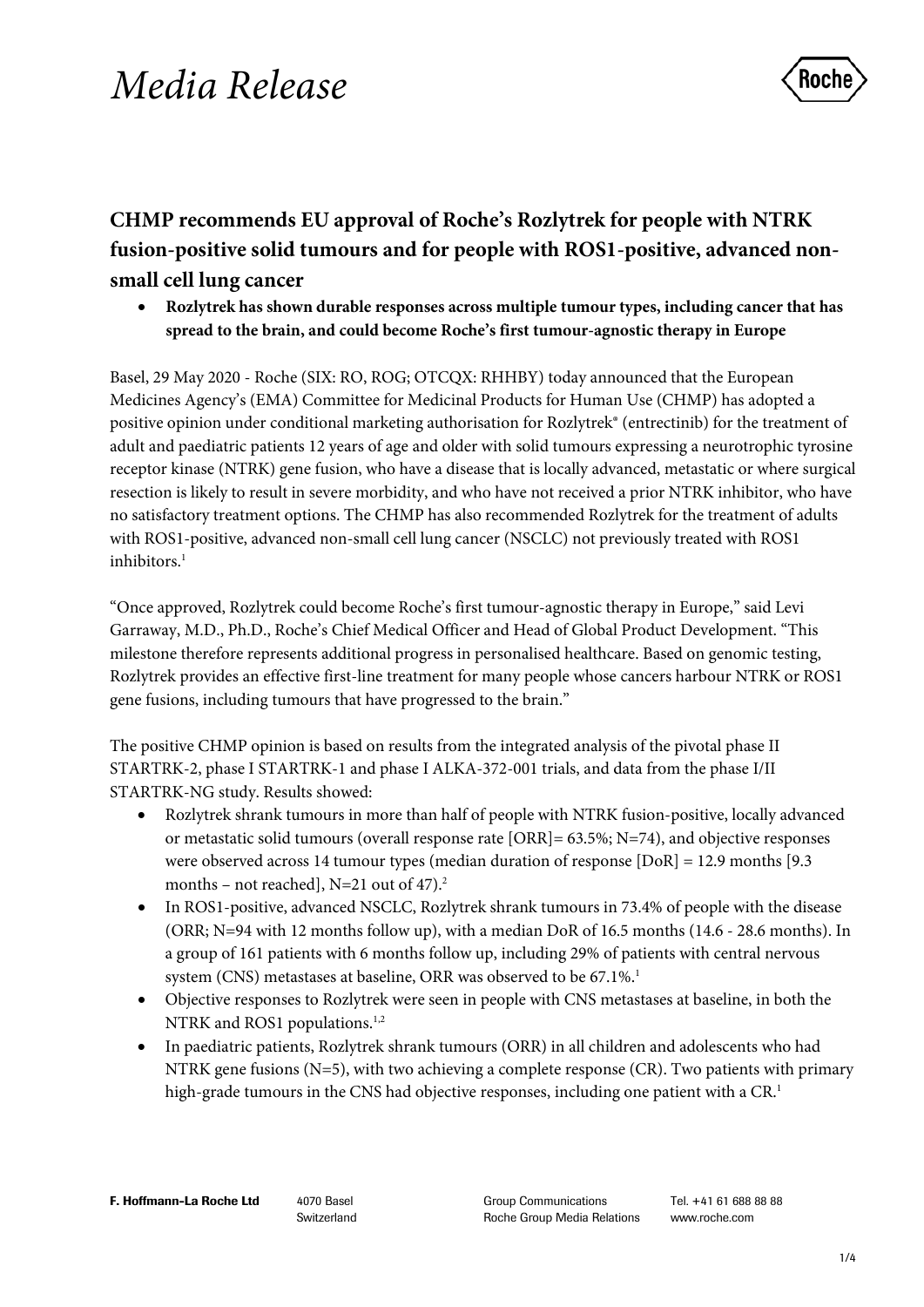# Media Release

## CHMP recommends EU approval of Roche's Rozlytrek for people with NTRK fusion-positive solid tumours and for people with ROS1-positive, advanced non-small cell lung cancer

- **Rozlytrek has shown durable responses across multiple tumour types, including cancer that has spread to the brain, and could become Roche's first tumour-agnostic therapy in Europe**

Basel, 29 May 2020 - Roche (SIX: RO, ROG; OTCQX: RHHBY) today announced that the European Medicines Agency's (EMA) Committee for Medicinal Products for Human Use (CHMP) has adopted a positive opinion under conditional marketing authorisation for Rozlytrek® (entrectinib) for the treatment of adult and paediatric patients 12 years of age and older with solid tumours expressing a neurotrophic tyrosine receptor kinase (NTRK) gene fusion, who have a disease that is locally advanced, metastatic or where surgical resection is likely to result in severe morbidity, and who have not received a prior NTRK inhibitor, who have no satisfactory treatment options. The CHMP has also recommended Rozlytrek for the treatment of adults with ROS1-positive, advanced non-small cell lung cancer (NSCLC) not previously treated with ROS1 inhibitors.[1]

"Once approved, Rozlytrek could become Roche's first tumour-agnostic therapy in Europe," said Levi Garraway, M.D., Ph.D., Roche's Chief Medical Officer and Head of Global Product Development. "This milestone therefore represents additional progress in personalised healthcare. Based on genomic testing, Rozlytrek provides an effective first-line treatment for many people whose cancers harbour NTRK or ROS1 gene fusions, including tumours that have progressed to the brain."

The positive CHMP opinion is based on results from the integrated analysis of the pivotal phase II STARTRK-2, phase I STARTRK-1 and phase I ALKA-372-001 trials, and data from the phase I/II STARTRK-NG study. Results showed:

- Rozlytrek shrank tumours in more than half of people with NTRK fusion-positive, locally advanced or metastatic solid tumours (overall response rate [ORR]= 63.5%; N=74), and objective responses were observed across 14 tumour types (median duration of response [DoR] = 12.9 months [9.3 months – not reached], N=21 out of 47).[2]
- In ROS1-positive, advanced NSCLC, Rozlytrek shrank tumours in 73.4% of people with the disease (ORR; N=94 with 12 months follow up), with a median DoR of 16.5 months (14.6 - 28.6 months). In a group of 161 patients with 6 months follow up, including 29% of patients with central nervous system (CNS) metastases at baseline, ORR was observed to be 67.1%.[1]
- Objective responses to Rozlytrek were seen in people with CNS metastases at baseline, in both the NTRK and ROS1 populations.[1,2]
- In paediatric patients, Rozlytrek shrank tumours (ORR) in all children and adolescents who had NTRK gene fusions (N=5), with two achieving a complete response (CR). Two patients with primary high-grade tumours in the CNS had objective responses, including one patient with a CR.[1]

**F. Hoffmann-La Roche Ltd** 4070 Basel Switzerland Group Communications Roche Group Media Relations Tel. +41 61 688 88 88 www.roche.com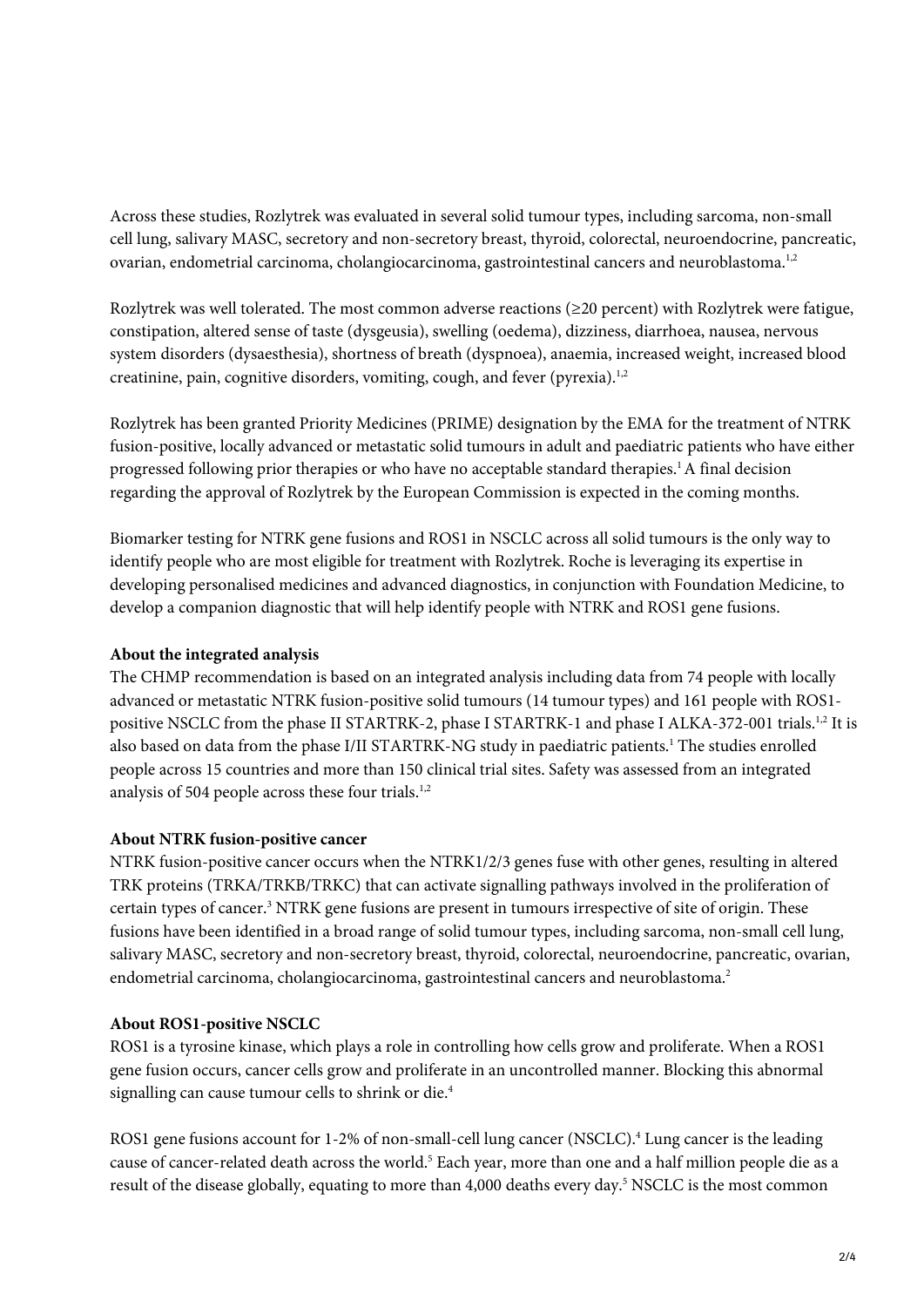Across these studies, Rozlytrek was evaluated in several solid tumour types, including sarcoma, non-small cell lung, salivary MASC, secretory and non-secretory breast, thyroid, colorectal, neuroendocrine, pancreatic, ovarian, endometrial carcinoma, cholangiocarcinoma, gastrointestinal cancers and neuroblastoma.[1,2]

Rozlytrek was well tolerated. The most common adverse reactions (≥20 percent) with Rozlytrek were fatigue, constipation, altered sense of taste (dysgeusia), swelling (oedema), dizziness, diarrhoea, nausea, nervous system disorders (dysaesthesia), shortness of breath (dyspnoea), anaemia, increased weight, increased blood creatinine, pain, cognitive disorders, vomiting, cough, and fever (pyrexia).[1,2]

Rozlytrek has been granted Priority Medicines (PRIME) designation by the EMA for the treatment of NTRK fusion-positive, locally advanced or metastatic solid tumours in adult and paediatric patients who have either progressed following prior therapies or who have no acceptable standard therapies.[1] A final decision regarding the approval of Rozlytrek by the European Commission is expected in the coming months.

Biomarker testing for NTRK gene fusions and ROS1 in NSCLC across all solid tumours is the only way to identify people who are most eligible for treatment with Rozlytrek. Roche is leveraging its expertise in developing personalised medicines and advanced diagnostics, in conjunction with Foundation Medicine, to develop a companion diagnostic that will help identify people with NTRK and ROS1 gene fusions.

**About the integrated analysis**

The CHMP recommendation is based on an integrated analysis including data from 74 people with locally advanced or metastatic NTRK fusion-positive solid tumours (14 tumour types) and 161 people with ROS1-positive NSCLC from the phase II STARTRK-2, phase I STARTRK-1 and phase I ALKA-372-001 trials.[1,2] It is also based on data from the phase I/II STARTRK-NG study in paediatric patients.[1] The studies enrolled people across 15 countries and more than 150 clinical trial sites. Safety was assessed from an integrated analysis of 504 people across these four trials.[1,2]

**About NTRK fusion-positive cancer**

NTRK fusion-positive cancer occurs when the NTRK1/2/3 genes fuse with other genes, resulting in altered TRK proteins (TRKA/TRKB/TRKC) that can activate signalling pathways involved in the proliferation of certain types of cancer.[3] NTRK gene fusions are present in tumours irrespective of site of origin. These fusions have been identified in a broad range of solid tumour types, including sarcoma, non-small cell lung, salivary MASC, secretory and non-secretory breast, thyroid, colorectal, neuroendocrine, pancreatic, ovarian, endometrial carcinoma, cholangiocarcinoma, gastrointestinal cancers and neuroblastoma.[2]

**About ROS1-positive NSCLC**

ROS1 is a tyrosine kinase, which plays a role in controlling how cells grow and proliferate. When a ROS1 gene fusion occurs, cancer cells grow and proliferate in an uncontrolled manner. Blocking this abnormal signalling can cause tumour cells to shrink or die.[4]

ROS1 gene fusions account for 1-2% of non-small-cell lung cancer (NSCLC).[4] Lung cancer is the leading cause of cancer-related death across the world.[5] Each year, more than one and a half million people die as a result of the disease globally, equating to more than 4,000 deaths every day.[5] NSCLC is the most common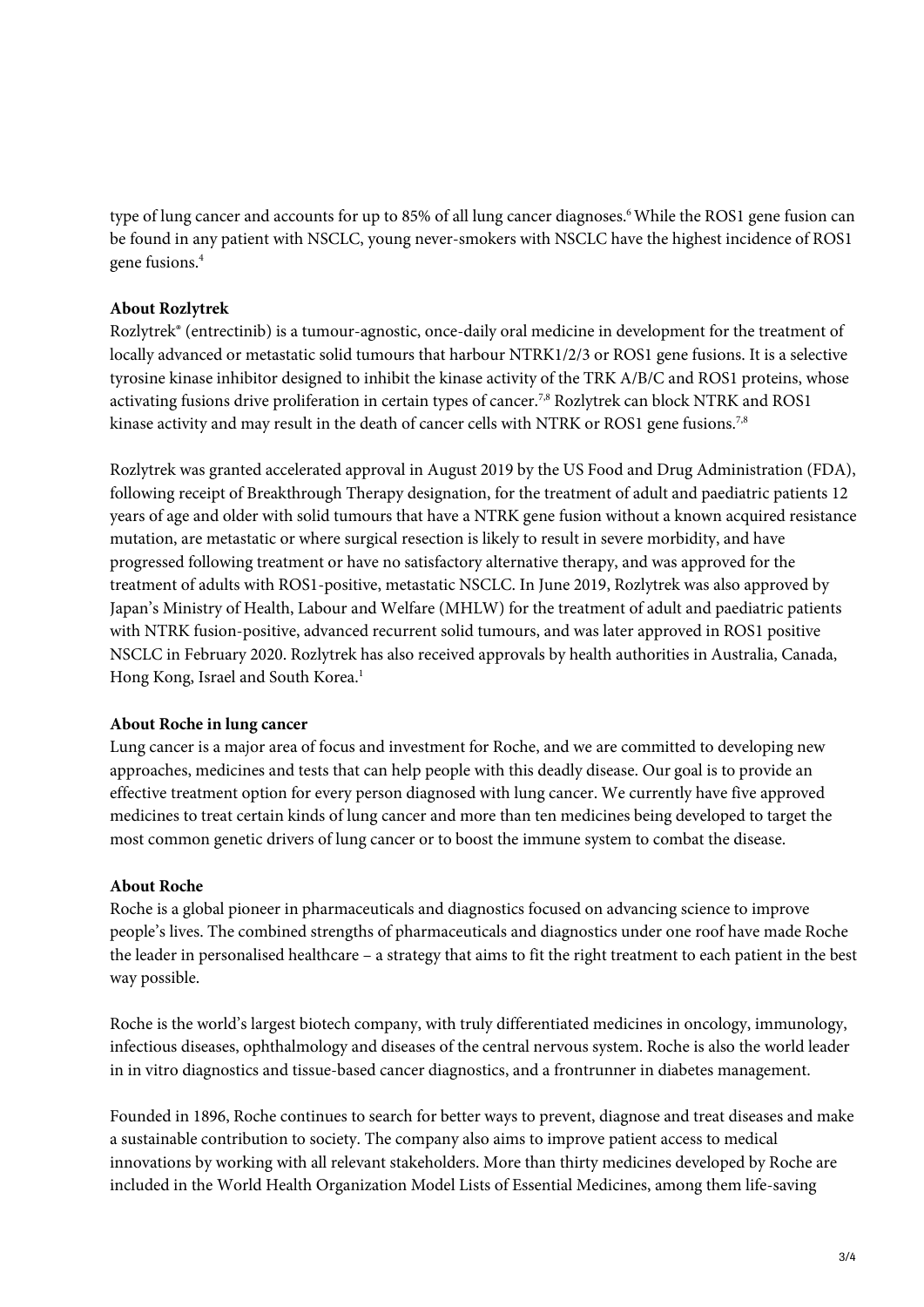type of lung cancer and accounts for up to 85% of all lung cancer diagnoses.[6] While the ROS1 gene fusion can be found in any patient with NSCLC, young never-smokers with NSCLC have the highest incidence of ROS1 gene fusions.[4]

**About Rozlytrek**

Rozlytrek® (entrectinib) is a tumour-agnostic, once-daily oral medicine in development for the treatment of locally advanced or metastatic solid tumours that harbour NTRK1/2/3 or ROS1 gene fusions. It is a selective tyrosine kinase inhibitor designed to inhibit the kinase activity of the TRK A/B/C and ROS1 proteins, whose activating fusions drive proliferation in certain types of cancer.[7,8] Rozlytrek can block NTRK and ROS1 kinase activity and may result in the death of cancer cells with NTRK or ROS1 gene fusions.[7,8]

Rozlytrek was granted accelerated approval in August 2019 by the US Food and Drug Administration (FDA), following receipt of Breakthrough Therapy designation, for the treatment of adult and paediatric patients 12 years of age and older with solid tumours that have a NTRK gene fusion without a known acquired resistance mutation, are metastatic or where surgical resection is likely to result in severe morbidity, and have progressed following treatment or have no satisfactory alternative therapy, and was approved for the treatment of adults with ROS1-positive, metastatic NSCLC. In June 2019, Rozlytrek was also approved by Japan's Ministry of Health, Labour and Welfare (MHLW) for the treatment of adult and paediatric patients with NTRK fusion-positive, advanced recurrent solid tumours, and was later approved in ROS1 positive NSCLC in February 2020. Rozlytrek has also received approvals by health authorities in Australia, Canada, Hong Kong, Israel and South Korea.[1]

**About Roche in lung cancer**

Lung cancer is a major area of focus and investment for Roche, and we are committed to developing new approaches, medicines and tests that can help people with this deadly disease. Our goal is to provide an effective treatment option for every person diagnosed with lung cancer. We currently have five approved medicines to treat certain kinds of lung cancer and more than ten medicines being developed to target the most common genetic drivers of lung cancer or to boost the immune system to combat the disease.

**About Roche**

Roche is a global pioneer in pharmaceuticals and diagnostics focused on advancing science to improve people's lives. The combined strengths of pharmaceuticals and diagnostics under one roof have made Roche the leader in personalised healthcare – a strategy that aims to fit the right treatment to each patient in the best way possible.

Roche is the world's largest biotech company, with truly differentiated medicines in oncology, immunology, infectious diseases, ophthalmology and diseases of the central nervous system. Roche is also the world leader in in vitro diagnostics and tissue-based cancer diagnostics, and a frontrunner in diabetes management.

Founded in 1896, Roche continues to search for better ways to prevent, diagnose and treat diseases and make a sustainable contribution to society. The company also aims to improve patient access to medical innovations by working with all relevant stakeholders. More than thirty medicines developed by Roche are included in the World Health Organization Model Lists of Essential Medicines, among them life-saving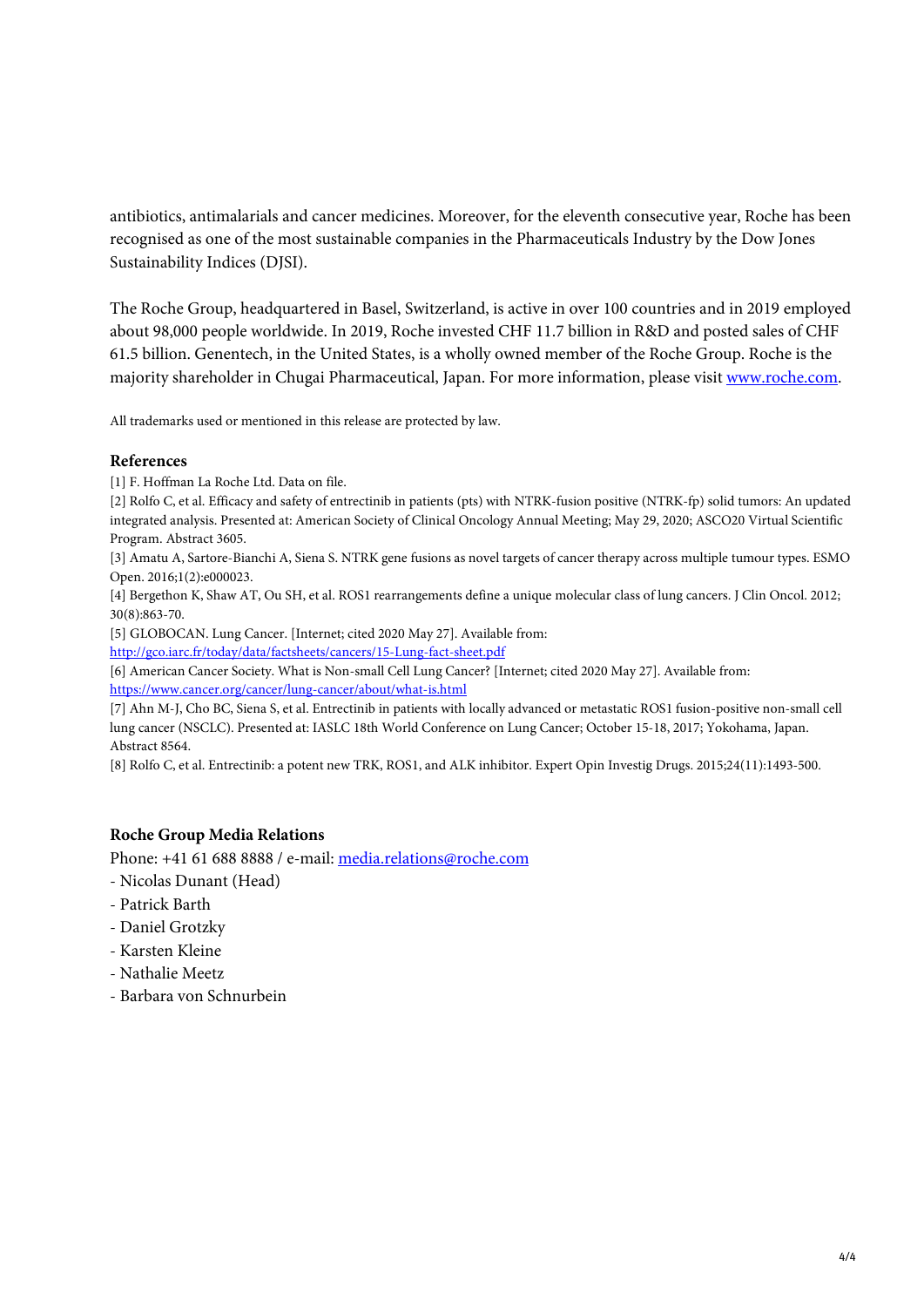antibiotics, antimalarials and cancer medicines. Moreover, for the eleventh consecutive year, Roche has been recognised as one of the most sustainable companies in the Pharmaceuticals Industry by the Dow Jones Sustainability Indices (DJSI).

The Roche Group, headquartered in Basel, Switzerland, is active in over 100 countries and in 2019 employed about 98,000 people worldwide. In 2019, Roche invested CHF 11.7 billion in R&D and posted sales of CHF 61.5 billion. Genentech, in the United States, is a wholly owned member of the Roche Group. Roche is the majority shareholder in Chugai Pharmaceutical, Japan. For more information, please visit [www.roche.com](http://www.roche.com).

All trademarks used or mentioned in this release are protected by law.

**References**

[1] F. Hoffman La Roche Ltd. Data on file.

[2] Rolfo C, et al. Efficacy and safety of entrectinib in patients (pts) with NTRK-fusion positive (NTRK-fp) solid tumors: An updated integrated analysis. Presented at: American Society of Clinical Oncology Annual Meeting; May 29, 2020; ASCO20 Virtual Scientific Program. Abstract 3605.

[3] Amatu A, Sartore-Bianchi A, Siena S. NTRK gene fusions as novel targets of cancer therapy across multiple tumour types. ESMO Open. 2016;1(2):e000023.

[4] Bergethon K, Shaw AT, Ou SH, et al. ROS1 rearrangements define a unique molecular class of lung cancers. J Clin Oncol. 2012; 30(8):863-70.

[5] GLOBOCAN. Lung Cancer. [Internet; cited 2020 May 27]. Available from: [http://gco.iarc.fr/today/data/factsheets/cancers/15-Lung-fact-sheet.pdf](http://gco.iarc.fr/today/data/factsheets/cancers/15-Lung-fact-sheet.pdf)

[6] American Cancer Society. What is Non-small Cell Lung Cancer? [Internet; cited 2020 May 27]. Available from: [https://www.cancer.org/cancer/lung-cancer/about/what-is.html](https://www.cancer.org/cancer/lung-cancer/about/what-is.html)

[7] Ahn M-J, Cho BC, Siena S, et al. Entrectinib in patients with locally advanced or metastatic ROS1 fusion-positive non-small cell lung cancer (NSCLC). Presented at: IASLC 18th World Conference on Lung Cancer; October 15-18, 2017; Yokohama, Japan. Abstract 8564.

[8] Rolfo C, et al. Entrectinib: a potent new TRK, ROS1, and ALK inhibitor. Expert Opin Investig Drugs. 2015;24(11):1493-500.

**Roche Group Media Relations**

Phone: +41 61 688 8888 / e-mail: [media.relations@roche.com](mailto:media.relations@roche.com)

- Nicolas Dunant (Head)
- Patrick Barth
- Daniel Grotzky
- Karsten Kleine
- Nathalie Meetz
- Barbara von Schnurbein